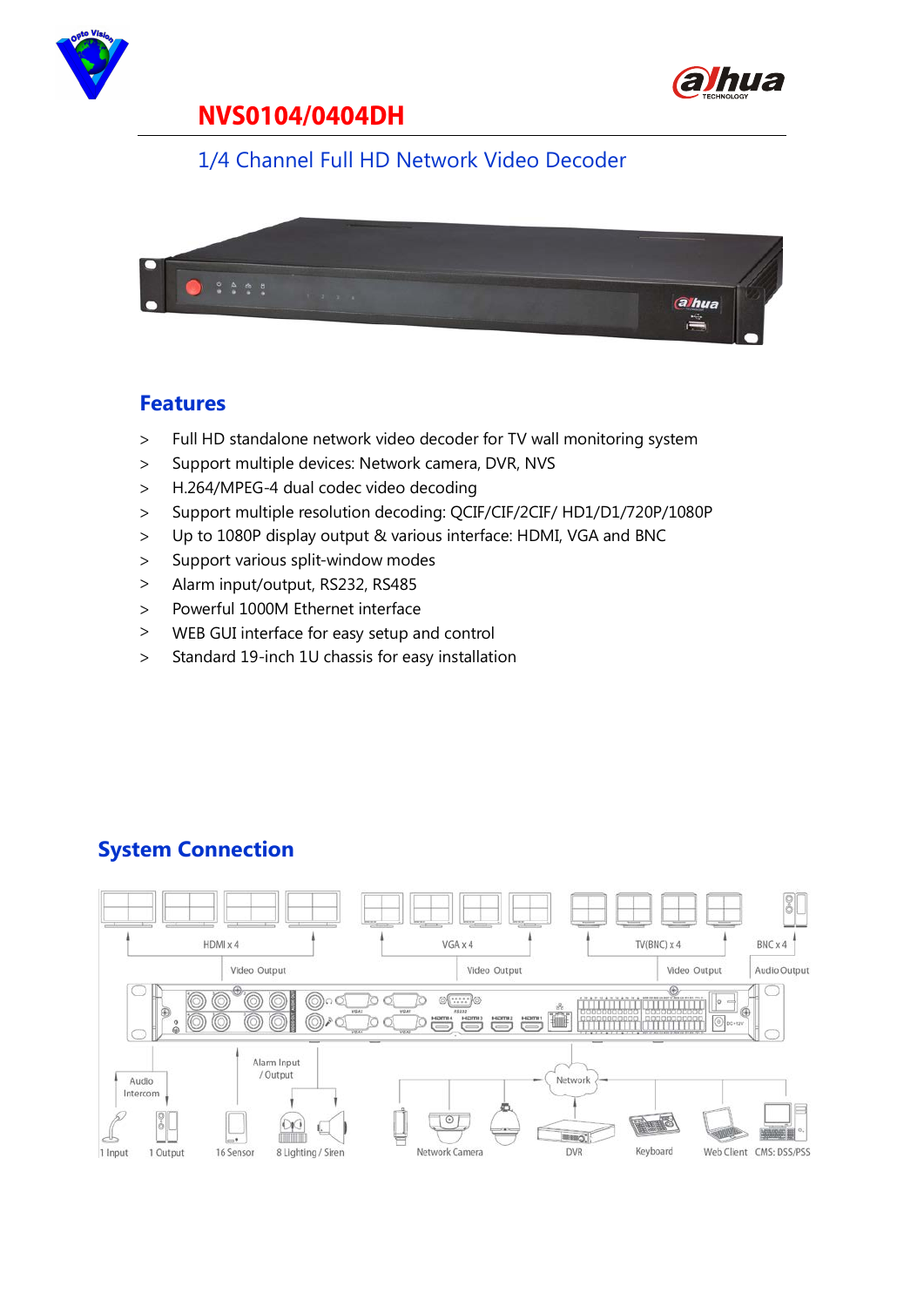# NVS0104/0404DH

## 1/4 Channel Full HD Network Video Decoder

## Features

- Full HD standalone network video decoder for TV wall monitoring system
- Support multiple devices: Network camera, DVR, NVS
- H.264/MPEG-4 dual codec video decoding
- Support multiple resolution decoding: QCIF/CIF/2CIF/ HD1/D1/720P/1080P
- Up to 1080P display output & various interface: HDMI, VGA and BNC
- Support various split-window modes
- Alarm input/output, RS232, RS485
- Powerful 1000M Ethernet interface
- WEB GUI interface for easy setup and control
- Standard 19-inch 1U chassis for easy installation

## System Connection

HDMI x 4 — Video Output
VGA x 4 — Video Output
TV(BNC) x 4 — Video Output
BNC x 4 — Audio Output

Audio Intercom: 1 Input, 1 Output
Alarm Input / Output: 16 Sensor, 8 Lighting / Siren
Network: Network Camera, DVR, Keyboard, Web Client, CMS: DSS/PSS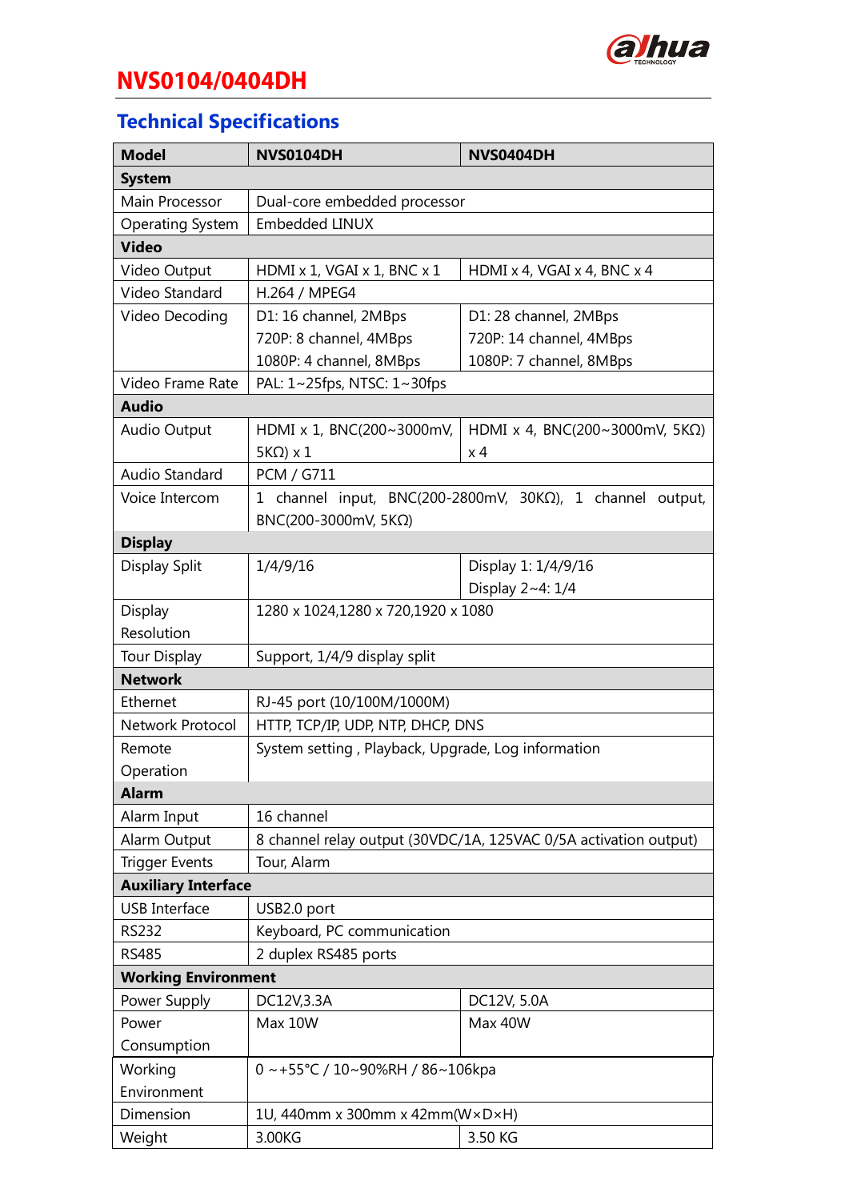# NVS0104/0404DH

## Technical Specifications

| Model | NVS0104DH | NVS0404DH |
|---|---|---|
| **System** | | |
| Main Processor | Dual-core embedded processor | |
| Operating System | Embedded LINUX | |
| **Video** | | |
| Video Output | HDMI x 1, VGAI x 1, BNC x 1 | HDMI x 4, VGAI x 4, BNC x 4 |
| Video Standard | H.264 / MPEG4 | |
| Video Decoding | D1: 16 channel, 2MBps<br>720P: 8 channel, 4MBps<br>1080P: 4 channel, 8MBps | D1: 28 channel, 2MBps<br>720P: 14 channel, 4MBps<br>1080P: 7 channel, 8MBps |
| Video Frame Rate | PAL: 1~25fps, NTSC: 1~30fps | |
| **Audio** | | |
| Audio Output | HDMI x 1, BNC(200~3000mV, 5KΩ) x 1 | HDMI x 4, BNC(200~3000mV, 5KΩ) x 4 |
| Audio Standard | PCM / G711 | |
| Voice Intercom | 1 channel input, BNC(200-2800mV, 30KΩ), 1 channel output, BNC(200-3000mV, 5KΩ) | |
| **Display** | | |
| Display Split | 1/4/9/16 | Display 1: 1/4/9/16<br>Display 2~4: 1/4 |
| Display Resolution | 1280 x 1024,1280 x 720,1920 x 1080 | |
| Tour Display | Support, 1/4/9 display split | |
| **Network** | | |
| Ethernet | RJ-45 port (10/100M/1000M) | |
| Network Protocol | HTTP, TCP/IP, UDP, NTP, DHCP, DNS | |
| Remote Operation | System setting , Playback, Upgrade, Log information | |
| **Alarm** | | |
| Alarm Input | 16 channel | |
| Alarm Output | 8 channel relay output (30VDC/1A, 125VAC 0/5A activation output) | |
| Trigger Events | Tour, Alarm | |
| **Auxiliary Interface** | | |
| USB Interface | USB2.0 port | |
| RS232 | Keyboard, PC communication | |
| RS485 | 2 duplex RS485 ports | |
| **Working Environment** | | |
| Power Supply | DC12V,3.3A | DC12V, 5.0A |
| Power Consumption | Max 10W | Max 40W |
| Working Environment | 0 ~+55°C / 10~90%RH / 86~106kpa | |
| Dimension | 1U, 440mm x 300mm x 42mm(W×D×H) | |
| Weight | 3.00KG | 3.50 KG |